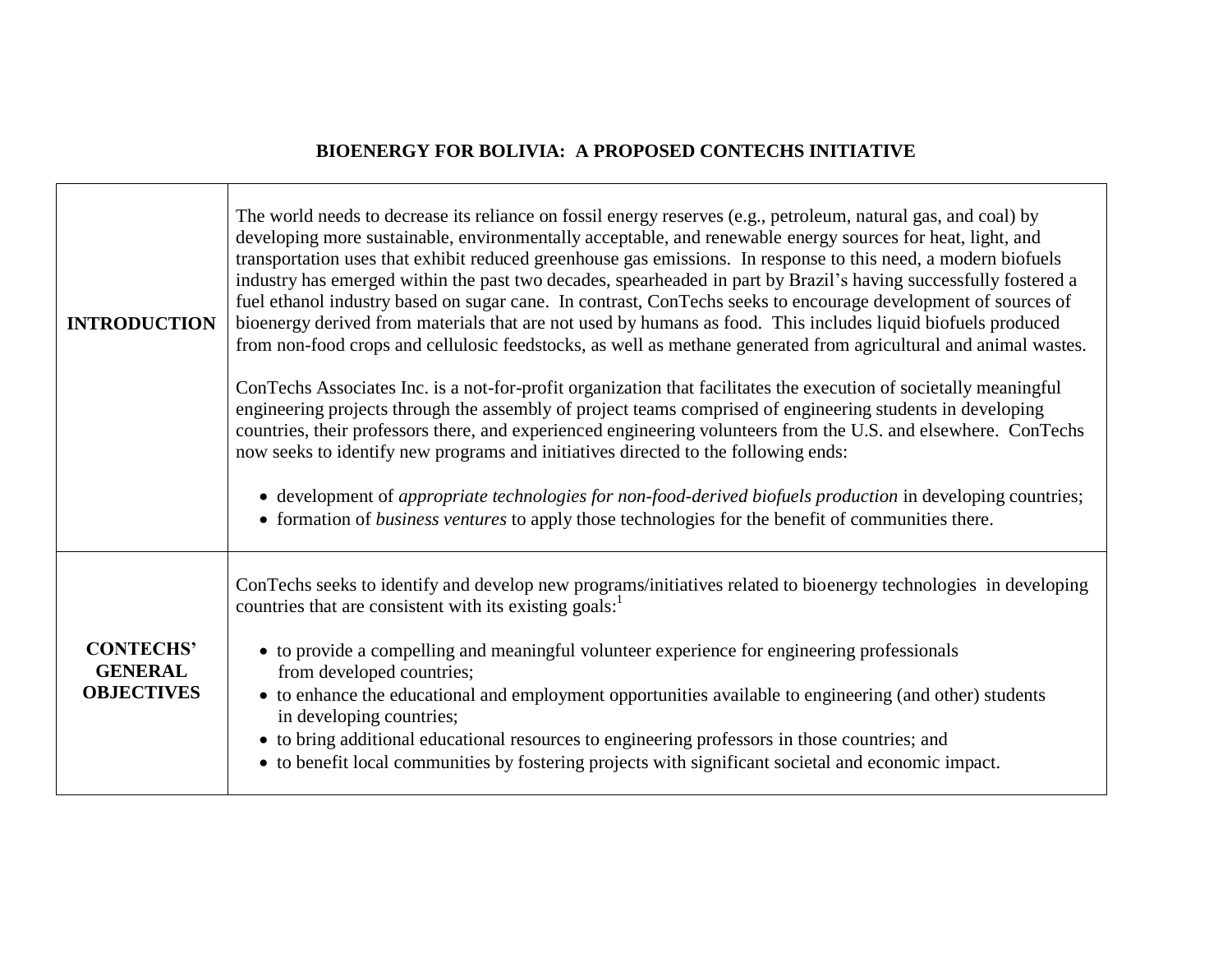# BIOENERGY FOR BOLIVIA: A PROPOSED CONTECHS INITIATIVE

| | |
|---|---|
| **INTRODUCTION** | The world needs to decrease its reliance on fossil energy reserves (e.g., petroleum, natural gas, and coal) by developing more sustainable, environmentally acceptable, and renewable energy sources for heat, light, and transportation uses that exhibit reduced greenhouse gas emissions. In response to this need, a modern biofuels industry has emerged within the past two decades, spearheaded in part by Brazil's having successfully fostered a fuel ethanol industry based on sugar cane. In contrast, ConTechs seeks to encourage development of sources of bioenergy derived from materials that are not used by humans as food. This includes liquid biofuels produced from non-food crops and cellulosic feedstocks, as well as methane generated from agricultural and animal wastes.<br><br>ConTechs Associates Inc. is a not-for-profit organization that facilitates the execution of societally meaningful engineering projects through the assembly of project teams comprised of engineering students in developing countries, their professors there, and experienced engineering volunteers from the U.S. and elsewhere. ConTechs now seeks to identify new programs and initiatives directed to the following ends:<br><br>• development of *appropriate technologies for non-food-derived biofuels production* in developing countries;<br>• formation of *business ventures* to apply those technologies for the benefit of communities there. |
| **CONTECHS' GENERAL OBJECTIVES** | ConTechs seeks to identify and develop new programs/initiatives related to bioenergy technologies in developing countries that are consistent with its existing goals:[1]<br><br>• to provide a compelling and meaningful volunteer experience for engineering professionals from developed countries;<br>• to enhance the educational and employment opportunities available to engineering (and other) students in developing countries;<br>• to bring additional educational resources to engineering professors in those countries; and<br>• to benefit local communities by fostering projects with significant societal and economic impact. |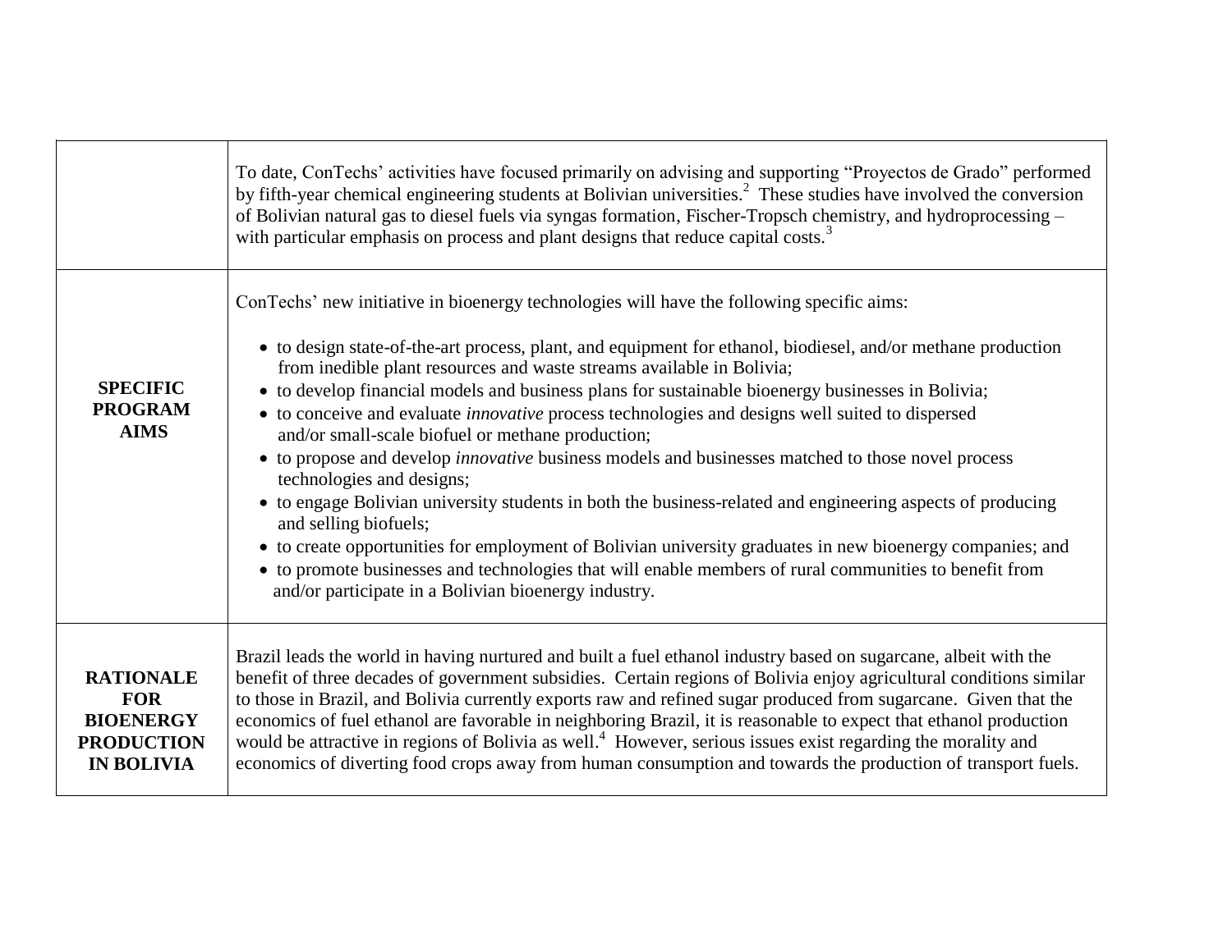| | |
|---|---|
| | To date, ConTechs' activities have focused primarily on advising and supporting "Proyectos de Grado" performed by fifth-year chemical engineering students at Bolivian universities.[2] These studies have involved the conversion of Bolivian natural gas to diesel fuels via syngas formation, Fischer-Tropsch chemistry, and hydroprocessing – with particular emphasis on process and plant designs that reduce capital costs.[3] |
| **SPECIFIC PROGRAM AIMS** | ConTechs' new initiative in bioenergy technologies will have the following specific aims:<br><br>• to design state-of-the-art process, plant, and equipment for ethanol, biodiesel, and/or methane production from inedible plant resources and waste streams available in Bolivia;<br>• to develop financial models and business plans for sustainable bioenergy businesses in Bolivia;<br>• to conceive and evaluate *innovative* process technologies and designs well suited to dispersed and/or small-scale biofuel or methane production;<br>• to propose and develop *innovative* business models and businesses matched to those novel process technologies and designs;<br>• to engage Bolivian university students in both the business-related and engineering aspects of producing and selling biofuels;<br>• to create opportunities for employment of Bolivian university graduates in new bioenergy companies; and<br>• to promote businesses and technologies that will enable members of rural communities to benefit from and/or participate in a Bolivian bioenergy industry. |
| **RATIONALE FOR BIOENERGY PRODUCTION IN BOLIVIA** | Brazil leads the world in having nurtured and built a fuel ethanol industry based on sugarcane, albeit with the benefit of three decades of government subsidies. Certain regions of Bolivia enjoy agricultural conditions similar to those in Brazil, and Bolivia currently exports raw and refined sugar produced from sugarcane. Given that the economics of fuel ethanol are favorable in neighboring Brazil, it is reasonable to expect that ethanol production would be attractive in regions of Bolivia as well.[4] However, serious issues exist regarding the morality and economics of diverting food crops away from human consumption and towards the production of transport fuels. |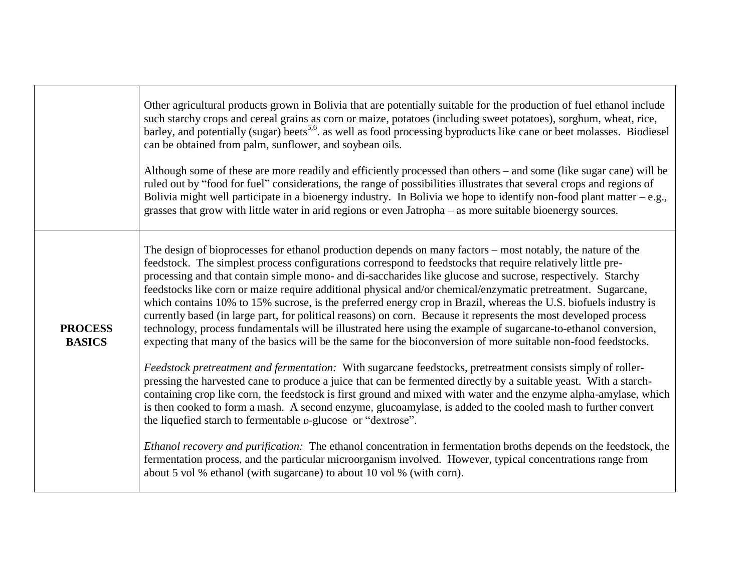| | |
|---|---|
| | Other agricultural products grown in Bolivia that are potentially suitable for the production of fuel ethanol include such starchy crops and cereal grains as corn or maize, potatoes (including sweet potatoes), sorghum, wheat, rice, barley, and potentially (sugar) beets[5,6]. as well as food processing byproducts like cane or beet molasses. Biodiesel can be obtained from palm, sunflower, and soybean oils.<br><br>Although some of these are more readily and efficiently processed than others – and some (like sugar cane) will be ruled out by "food for fuel" considerations, the range of possibilities illustrates that several crops and regions of Bolivia might well participate in a bioenergy industry. In Bolivia we hope to identify non-food plant matter – e.g., grasses that grow with little water in arid regions or even Jatropha – as more suitable bioenergy sources. |
| **PROCESS BASICS** | The design of bioprocesses for ethanol production depends on many factors – most notably, the nature of the feedstock. The simplest process configurations correspond to feedstocks that require relatively little pre-processing and that contain simple mono- and di-saccharides like glucose and sucrose, respectively. Starchy feedstocks like corn or maize require additional physical and/or chemical/enzymatic pretreatment. Sugarcane, which contains 10% to 15% sucrose, is the preferred energy crop in Brazil, whereas the U.S. biofuels industry is currently based (in large part, for political reasons) on corn. Because it represents the most developed process technology, process fundamentals will be illustrated here using the example of sugarcane-to-ethanol conversion, expecting that many of the basics will be the same for the bioconversion of more suitable non-food feedstocks.<br><br>*Feedstock pretreatment and fermentation:* With sugarcane feedstocks, pretreatment consists simply of roller-pressing the harvested cane to produce a juice that can be fermented directly by a suitable yeast. With a starch-containing crop like corn, the feedstock is first ground and mixed with water and the enzyme alpha-amylase, which is then cooked to form a mash. A second enzyme, glucoamylase, is added to the cooled mash to further convert the liquefied starch to fermentable D-glucose or "dextrose".<br><br>*Ethanol recovery and purification:* The ethanol concentration in fermentation broths depends on the feedstock, the fermentation process, and the particular microorganism involved. However, typical concentrations range from about 5 vol % ethanol (with sugarcane) to about 10 vol % (with corn). |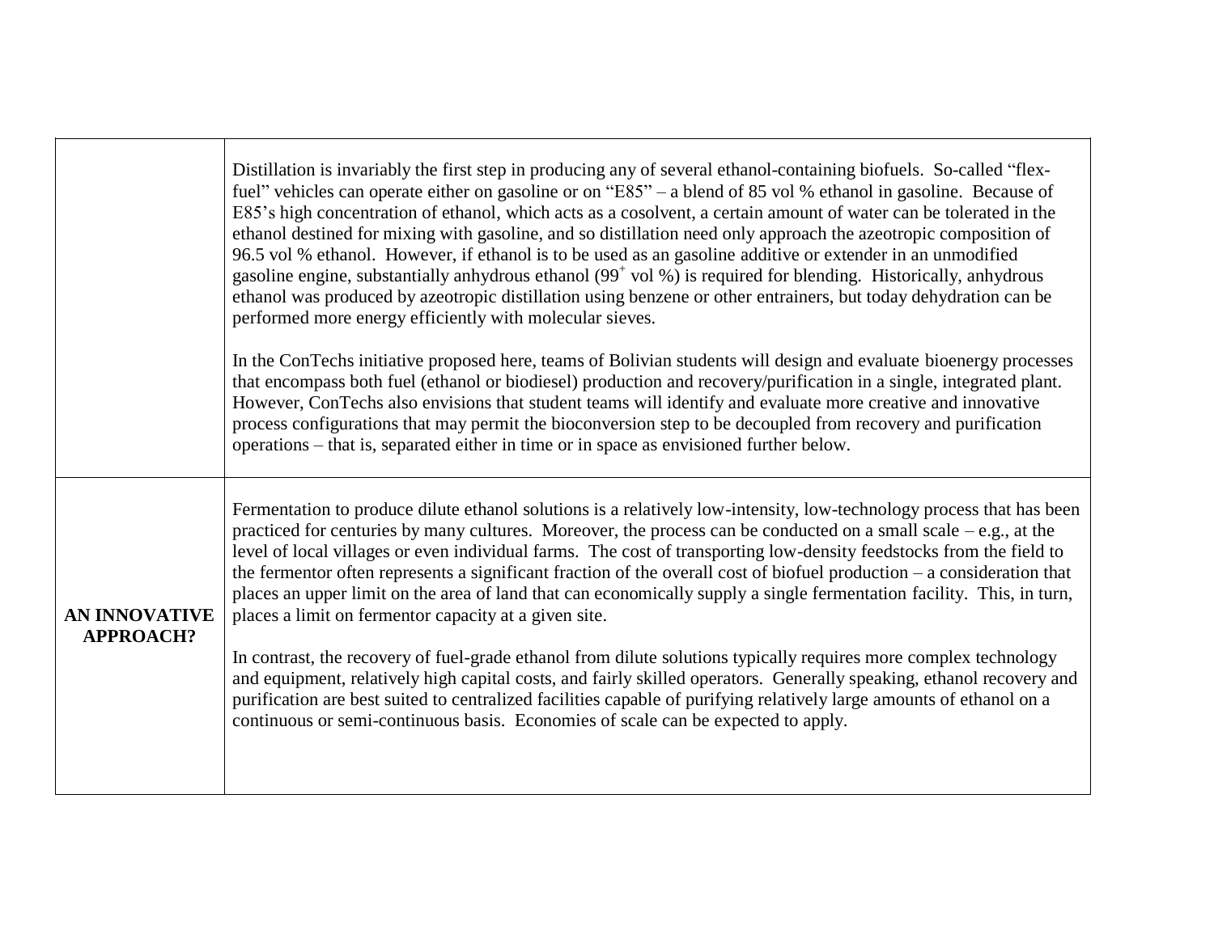| | |
|---|---|
| | Distillation is invariably the first step in producing any of several ethanol-containing biofuels. So-called "flex-fuel" vehicles can operate either on gasoline or on "E85" – a blend of 85 vol % ethanol in gasoline. Because of E85's high concentration of ethanol, which acts as a cosolvent, a certain amount of water can be tolerated in the ethanol destined for mixing with gasoline, and so distillation need only approach the azeotropic composition of 96.5 vol % ethanol. However, if ethanol is to be used as an gasoline additive or extender in an unmodified gasoline engine, substantially anhydrous ethanol ($99^{+}$ vol %) is required for blending. Historically, anhydrous ethanol was produced by azeotropic distillation using benzene or other entrainers, but today dehydration can be performed more energy efficiently with molecular sieves.<br><br>In the ConTechs initiative proposed here, teams of Bolivian students will design and evaluate bioenergy processes that encompass both fuel (ethanol or biodiesel) production and recovery/purification in a single, integrated plant. However, ConTechs also envisions that student teams will identify and evaluate more creative and innovative process configurations that may permit the bioconversion step to be decoupled from recovery and purification operations – that is, separated either in time or in space as envisioned further below. |
| **AN INNOVATIVE APPROACH?** | Fermentation to produce dilute ethanol solutions is a relatively low-intensity, low-technology process that has been practiced for centuries by many cultures. Moreover, the process can be conducted on a small scale – e.g., at the level of local villages or even individual farms. The cost of transporting low-density feedstocks from the field to the fermentor often represents a significant fraction of the overall cost of biofuel production – a consideration that places an upper limit on the area of land that can economically supply a single fermentation facility. This, in turn, places a limit on fermentor capacity at a given site.<br><br>In contrast, the recovery of fuel-grade ethanol from dilute solutions typically requires more complex technology and equipment, relatively high capital costs, and fairly skilled operators. Generally speaking, ethanol recovery and purification are best suited to centralized facilities capable of purifying relatively large amounts of ethanol on a continuous or semi-continuous basis. Economies of scale can be expected to apply. |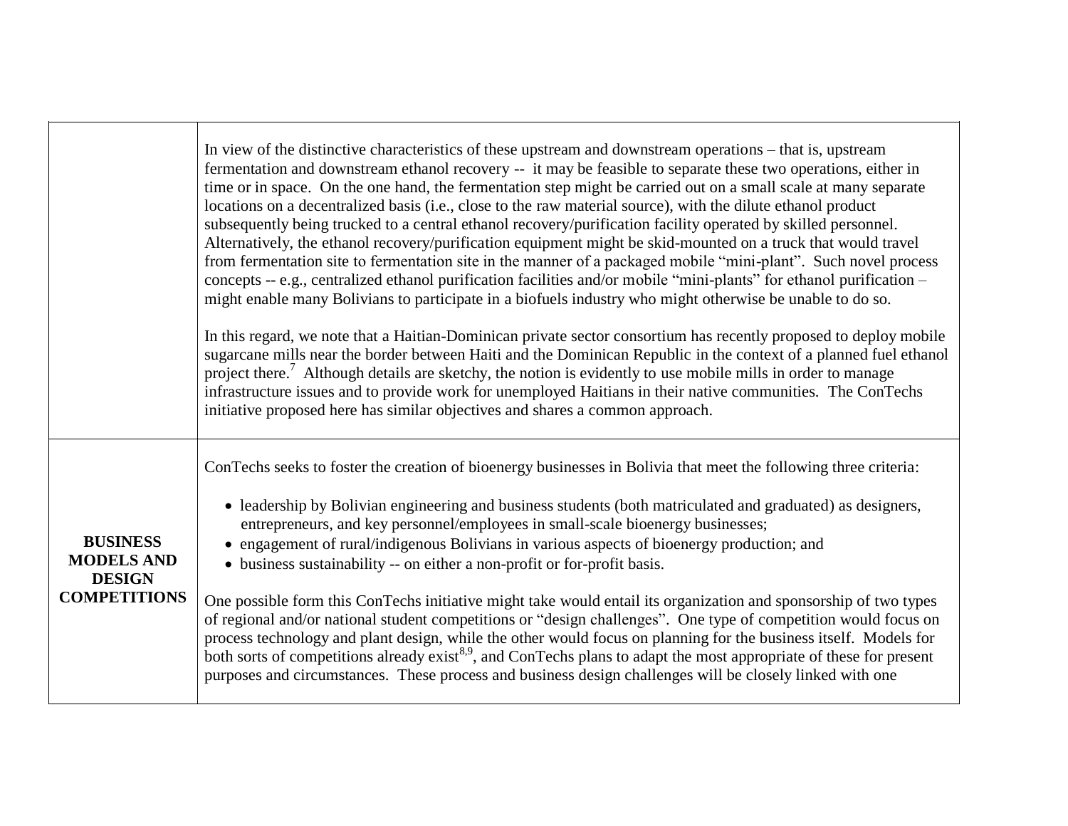| | |
|---|---|
| | In view of the distinctive characteristics of these upstream and downstream operations – that is, upstream fermentation and downstream ethanol recovery -- it may be feasible to separate these two operations, either in time or in space. On the one hand, the fermentation step might be carried out on a small scale at many separate locations on a decentralized basis (i.e., close to the raw material source), with the dilute ethanol product subsequently being trucked to a central ethanol recovery/purification facility operated by skilled personnel. Alternatively, the ethanol recovery/purification equipment might be skid-mounted on a truck that would travel from fermentation site to fermentation site in the manner of a packaged mobile "mini-plant". Such novel process concepts -- e.g., centralized ethanol purification facilities and/or mobile "mini-plants" for ethanol purification – might enable many Bolivians to participate in a biofuels industry who might otherwise be unable to do so.<br><br>In this regard, we note that a Haitian-Dominican private sector consortium has recently proposed to deploy mobile sugarcane mills near the border between Haiti and the Dominican Republic in the context of a planned fuel ethanol project there.[7] Although details are sketchy, the notion is evidently to use mobile mills in order to manage infrastructure issues and to provide work for unemployed Haitians in their native communities. The ConTechs initiative proposed here has similar objectives and shares a common approach. |
| **BUSINESS MODELS AND DESIGN COMPETITIONS** | ConTechs seeks to foster the creation of bioenergy businesses in Bolivia that meet the following three criteria:<br><br>• leadership by Bolivian engineering and business students (both matriculated and graduated) as designers, entrepreneurs, and key personnel/employees in small-scale bioenergy businesses;<br>• engagement of rural/indigenous Bolivians in various aspects of bioenergy production; and<br>• business sustainability -- on either a non-profit or for-profit basis.<br><br>One possible form this ConTechs initiative might take would entail its organization and sponsorship of two types of regional and/or national student competitions or "design challenges". One type of competition would focus on process technology and plant design, while the other would focus on planning for the business itself. Models for both sorts of competitions already exist[8,9], and ConTechs plans to adapt the most appropriate of these for present purposes and circumstances. These process and business design challenges will be closely linked with one |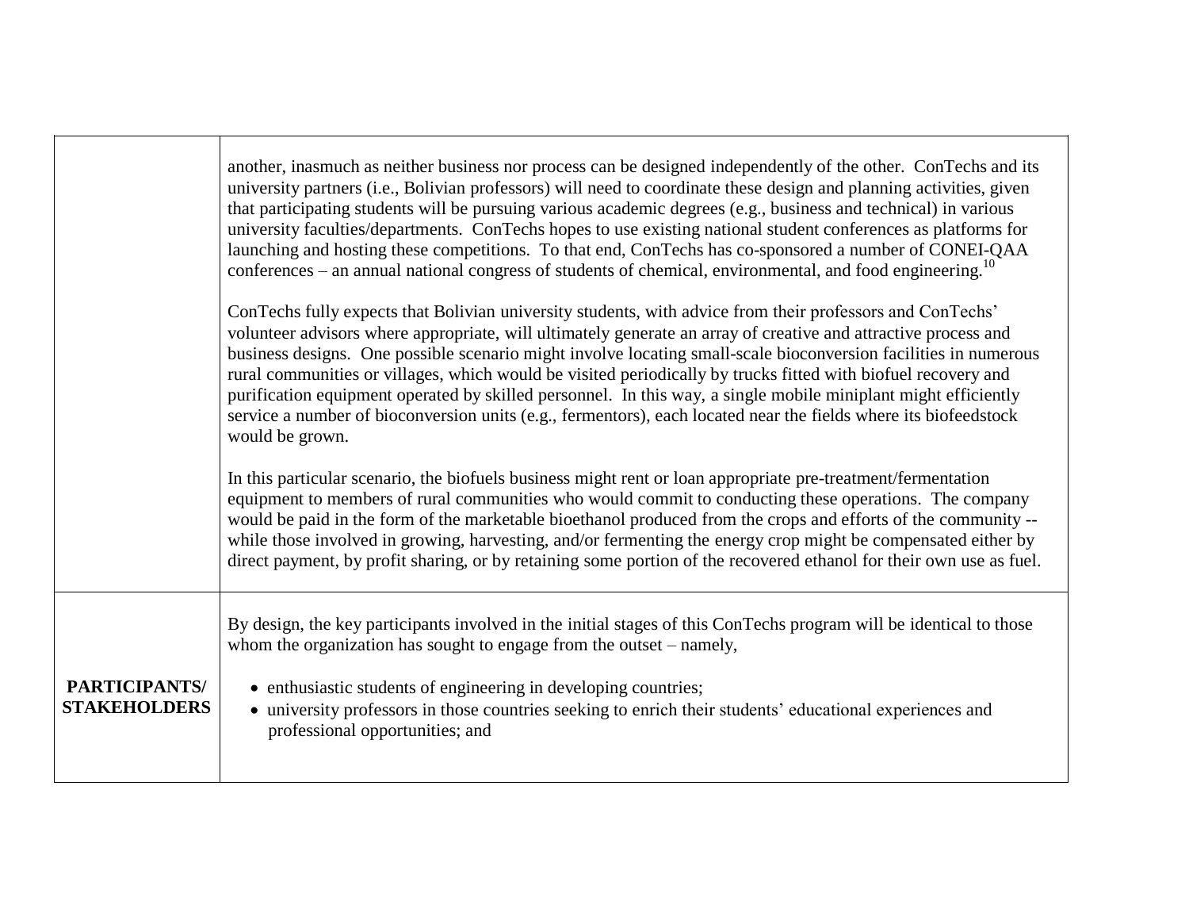| | |
|---|---|
| | another, inasmuch as neither business nor process can be designed independently of the other. ConTechs and its university partners (i.e., Bolivian professors) will need to coordinate these design and planning activities, given that participating students will be pursuing various academic degrees (e.g., business and technical) in various university faculties/departments. ConTechs hopes to use existing national student conferences as platforms for launching and hosting these competitions. To that end, ConTechs has co-sponsored a number of CONEI-QAA conferences – an annual national congress of students of chemical, environmental, and food engineering.[10]<br><br>ConTechs fully expects that Bolivian university students, with advice from their professors and ConTechs' volunteer advisors where appropriate, will ultimately generate an array of creative and attractive process and business designs. One possible scenario might involve locating small-scale bioconversion facilities in numerous rural communities or villages, which would be visited periodically by trucks fitted with biofuel recovery and purification equipment operated by skilled personnel. In this way, a single mobile miniplant might efficiently service a number of bioconversion units (e.g., fermentors), each located near the fields where its biofeedstock would be grown.<br><br>In this particular scenario, the biofuels business might rent or loan appropriate pre-treatment/fermentation equipment to members of rural communities who would commit to conducting these operations. The company would be paid in the form of the marketable bioethanol produced from the crops and efforts of the community -- while those involved in growing, harvesting, and/or fermenting the energy crop might be compensated either by direct payment, by profit sharing, or by retaining some portion of the recovered ethanol for their own use as fuel. |
| **PARTICIPANTS/ STAKEHOLDERS** | By design, the key participants involved in the initial stages of this ConTechs program will be identical to those whom the organization has sought to engage from the outset – namely,<br><br>• enthusiastic students of engineering in developing countries;<br>• university professors in those countries seeking to enrich their students' educational experiences and professional opportunities; and |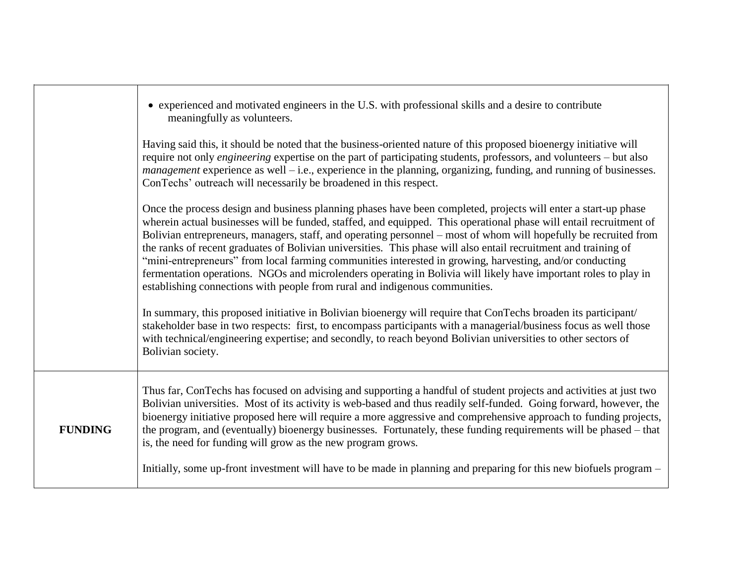| | |
|---|---|
| | • experienced and motivated engineers in the U.S. with professional skills and a desire to contribute meaningfully as volunteers.<br><br>Having said this, it should be noted that the business-oriented nature of this proposed bioenergy initiative will require not only *engineering* expertise on the part of participating students, professors, and volunteers – but also *management* experience as well – i.e., experience in the planning, organizing, funding, and running of businesses. ConTechs' outreach will necessarily be broadened in this respect.<br><br>Once the process design and business planning phases have been completed, projects will enter a start-up phase wherein actual businesses will be funded, staffed, and equipped. This operational phase will entail recruitment of Bolivian entrepreneurs, managers, staff, and operating personnel – most of whom will hopefully be recruited from the ranks of recent graduates of Bolivian universities. This phase will also entail recruitment and training of "mini-entrepreneurs" from local farming communities interested in growing, harvesting, and/or conducting fermentation operations. NGOs and microlenders operating in Bolivia will likely have important roles to play in establishing connections with people from rural and indigenous communities.<br><br>In summary, this proposed initiative in Bolivian bioenergy will require that ConTechs broaden its participant/ stakeholder base in two respects: first, to encompass participants with a managerial/business focus as well those with technical/engineering expertise; and secondly, to reach beyond Bolivian universities to other sectors of Bolivian society. |
| **FUNDING** | Thus far, ConTechs has focused on advising and supporting a handful of student projects and activities at just two Bolivian universities. Most of its activity is web-based and thus readily self-funded. Going forward, however, the bioenergy initiative proposed here will require a more aggressive and comprehensive approach to funding projects, the program, and (eventually) bioenergy businesses. Fortunately, these funding requirements will be phased – that is, the need for funding will grow as the new program grows.<br><br>Initially, some up-front investment will have to be made in planning and preparing for this new biofuels program – |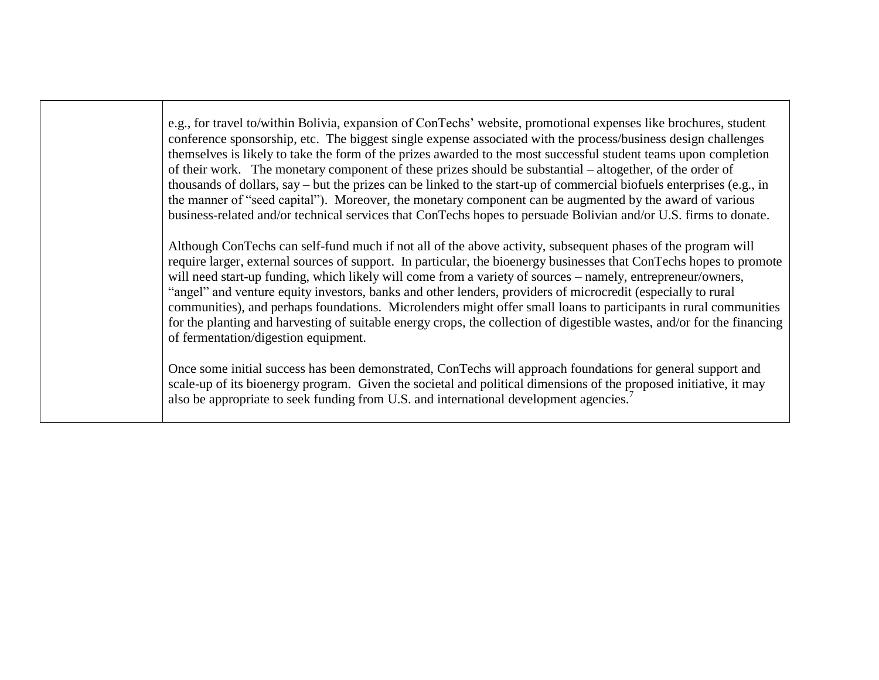| | |
|---|---|
| | e.g., for travel to/within Bolivia, expansion of ConTechs' website, promotional expenses like brochures, student conference sponsorship, etc. The biggest single expense associated with the process/business design challenges themselves is likely to take the form of the prizes awarded to the most successful student teams upon completion of their work. The monetary component of these prizes should be substantial – altogether, of the order of thousands of dollars, say – but the prizes can be linked to the start-up of commercial biofuels enterprises (e.g., in the manner of "seed capital"). Moreover, the monetary component can be augmented by the award of various business-related and/or technical services that ConTechs hopes to persuade Bolivian and/or U.S. firms to donate.<br><br>Although ConTechs can self-fund much if not all of the above activity, subsequent phases of the program will require larger, external sources of support. In particular, the bioenergy businesses that ConTechs hopes to promote will need start-up funding, which likely will come from a variety of sources – namely, entrepreneur/owners, "angel" and venture equity investors, banks and other lenders, providers of microcredit (especially to rural communities), and perhaps foundations. Microlenders might offer small loans to participants in rural communities for the planting and harvesting of suitable energy crops, the collection of digestible wastes, and/or for the financing of fermentation/digestion equipment.<br><br>Once some initial success has been demonstrated, ConTechs will approach foundations for general support and scale-up of its bioenergy program. Given the societal and political dimensions of the proposed initiative, it may also be appropriate to seek funding from U.S. and international development agencies.[7] |